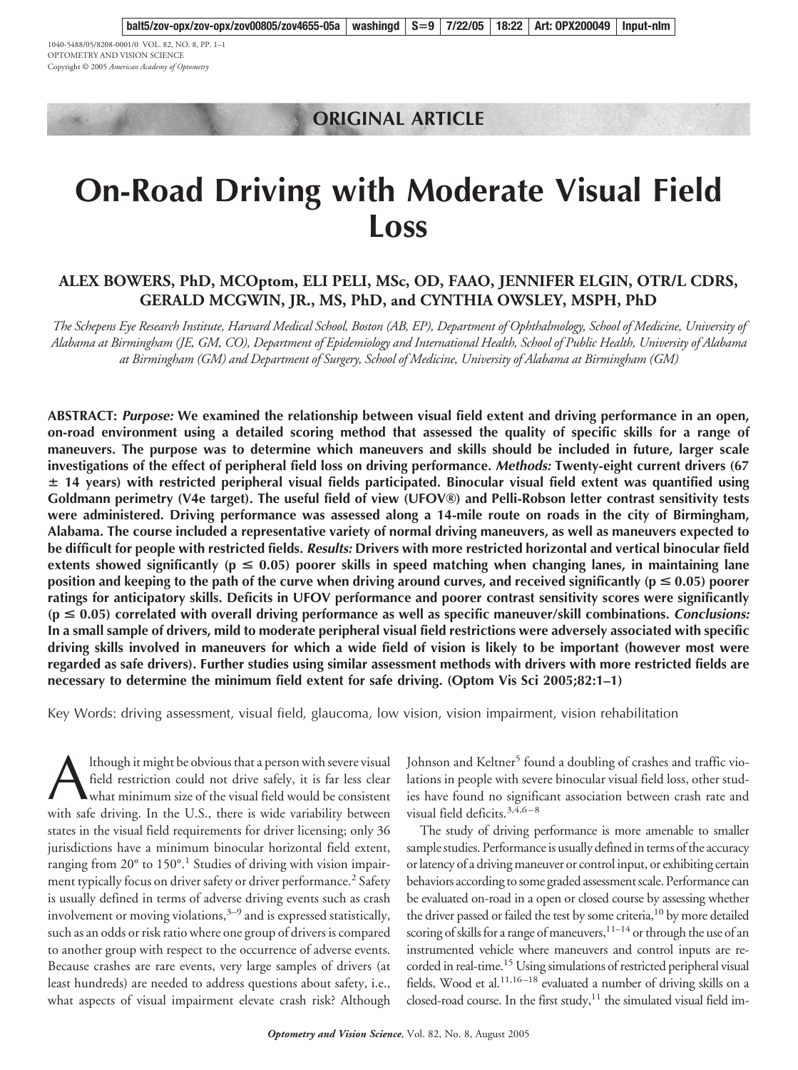ORIGINAL ARTICLE

# On-Road Driving with Moderate Visual Field Loss

**ALEX BOWERS, PhD, MCOptom, ELI PELI, MSc, OD, FAAO, JENNIFER ELGIN, OTR/L CDRS, GERALD MCGWIN, JR., MS, PhD, and CYNTHIA OWSLEY, MSPH, PhD**

*The Schepens Eye Research Institute, Harvard Medical School, Boston (AB, EP), Department of Ophthalmology, School of Medicine, University of Alabama at Birmingham (JE, GM, CO), Department of Epidemiology and International Health, School of Public Health, University of Alabama at Birmingham (GM) and Department of Surgery, School of Medicine, University of Alabama at Birmingham (GM)*

**ABSTRACT:** ***Purpose:*** **We examined the relationship between visual field extent and driving performance in an open, on-road environment using a detailed scoring method that assessed the quality of specific skills for a range of maneuvers. The purpose was to determine which maneuvers and skills should be included in future, larger scale investigations of the effect of peripheral field loss on driving performance.** ***Methods:*** **Twenty-eight current drivers (67 ± 14 years) with restricted peripheral visual fields participated. Binocular visual field extent was quantified using Goldmann perimetry (V4e target). The useful field of view (UFOV®) and Pelli-Robson letter contrast sensitivity tests were administered. Driving performance was assessed along a 14-mile route on roads in the city of Birmingham, Alabama. The course included a representative variety of normal driving maneuvers, as well as maneuvers expected to be difficult for people with restricted fields.** ***Results:*** **Drivers with more restricted horizontal and vertical binocular field extents showed significantly ($p \leq 0.05$) poorer skills in speed matching when changing lanes, in maintaining lane position and keeping to the path of the curve when driving around curves, and received significantly ($p \leq 0.05$) poorer ratings for anticipatory skills. Deficits in UFOV performance and poorer contrast sensitivity scores were significantly ($p \leq 0.05$) correlated with overall driving performance as well as specific maneuver/skill combinations.** ***Conclusions:*** **In a small sample of drivers, mild to moderate peripheral visual field restrictions were adversely associated with specific driving skills involved in maneuvers for which a wide field of vision is likely to be important (however most were regarded as safe drivers). Further studies using similar assessment methods with drivers with more restricted fields are necessary to determine the minimum field extent for safe driving. (Optom Vis Sci 2005;82:1–1)**

Key Words: driving assessment, visual field, glaucoma, low vision, vision impairment, vision rehabilitation

Although it might be obvious that a person with severe visual field restriction could not drive safely, it is far less clear what minimum size of the visual field would be consistent with safe driving. In the U.S., there is wide variability between states in the visual field requirements for driver licensing; only 36 jurisdictions have a minimum binocular horizontal field extent, ranging from 20° to 150°.[1] Studies of driving with vision impairment typically focus on driver safety or driver performance.[2] Safety is usually defined in terms of adverse driving events such as crash involvement or moving violations,[3–9] and is expressed statistically, such as an odds or risk ratio where one group of drivers is compared to another group with respect to the occurrence of adverse events. Because crashes are rare events, very large samples of drivers (at least hundreds) are needed to address questions about safety, i.e., what aspects of visual impairment elevate crash risk? Although Johnson and Keltner[5] found a doubling of crashes and traffic violations in people with severe binocular visual field loss, other studies have found no significant association between crash rate and visual field deficits.[3,4,6–8]

The study of driving performance is more amenable to smaller sample studies. Performance is usually defined in terms of the accuracy or latency of a driving maneuver or control input, or exhibiting certain behaviors according to some graded assessment scale. Performance can be evaluated on-road in a open or closed course by assessing whether the driver passed or failed the test by some criteria,[10] by more detailed scoring of skills for a range of maneuvers,[11–14] or through the use of an instrumented vehicle where maneuvers and control inputs are recorded in real-time.[15] Using simulations of restricted peripheral visual fields, Wood et al.[11,16–18] evaluated a number of driving skills on a closed-road course. In the first study,[11] the simulated visual field im-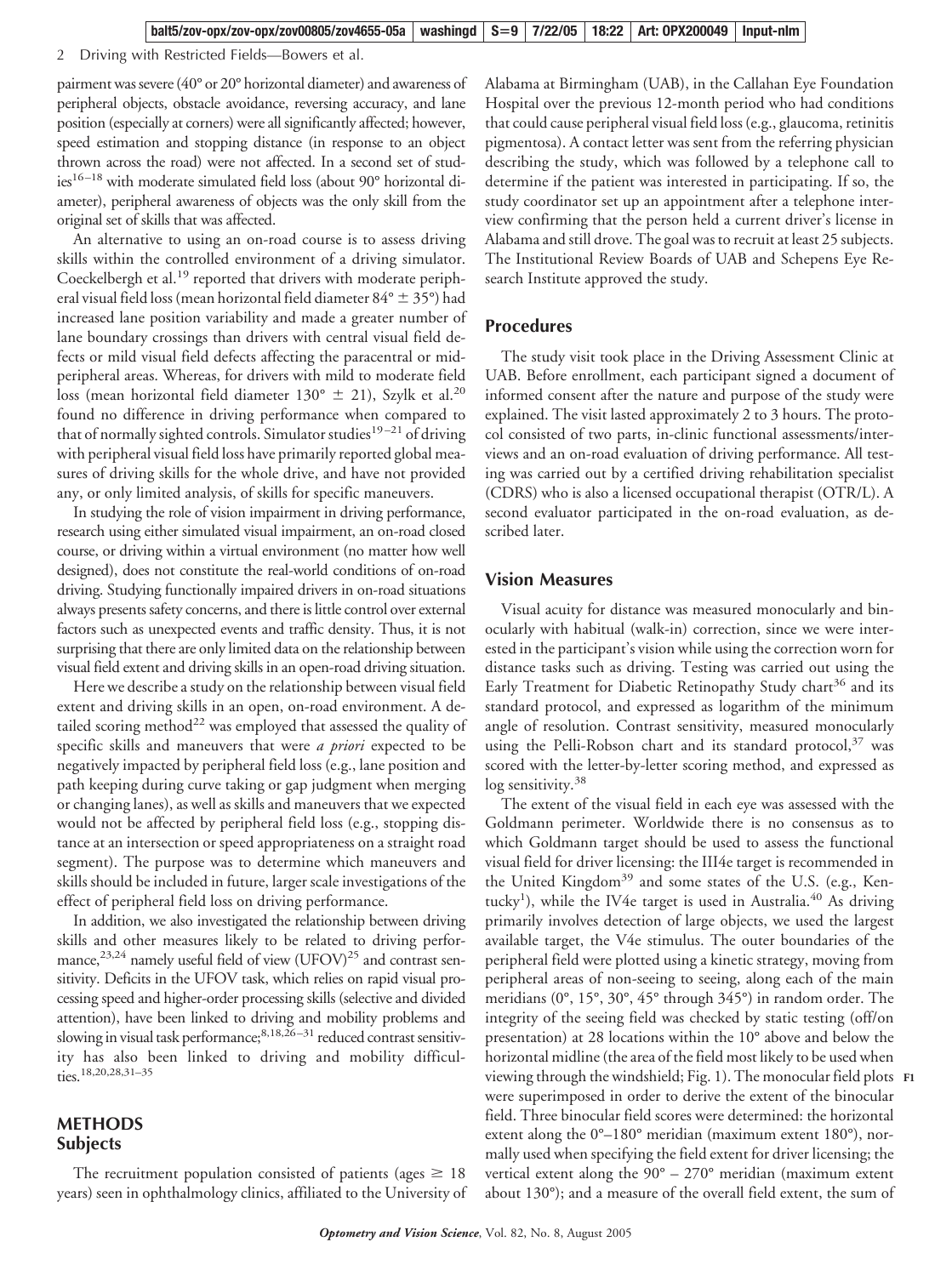pairment was severe (40° or 20° horizontal diameter) and awareness of peripheral objects, obstacle avoidance, reversing accuracy, and lane position (especially at corners) were all significantly affected; however, speed estimation and stopping distance (in response to an object thrown across the road) were not affected. In a second set of studies[16–18] with moderate simulated field loss (about 90° horizontal diameter), peripheral awareness of objects was the only skill from the original set of skills that was affected.

An alternative to using an on-road course is to assess driving skills within the controlled environment of a driving simulator. Coeckelbergh et al.[19] reported that drivers with moderate peripheral visual field loss (mean horizontal field diameter 84° ± 35°) had increased lane position variability and made a greater number of lane boundary crossings than drivers with central visual field defects or mild visual field defects affecting the paracentral or mid-peripheral areas. Whereas, for drivers with mild to moderate field loss (mean horizontal field diameter 130° ± 21), Szylk et al.[20] found no difference in driving performance when compared to that of normally sighted controls. Simulator studies[19–21] of driving with peripheral visual field loss have primarily reported global measures of driving skills for the whole drive, and have not provided any, or only limited analysis, of skills for specific maneuvers.

In studying the role of vision impairment in driving performance, research using either simulated visual impairment, an on-road closed course, or driving within a virtual environment (no matter how well designed), does not constitute the real-world conditions of on-road driving. Studying functionally impaired drivers in on-road situations always presents safety concerns, and there is little control over external factors such as unexpected events and traffic density. Thus, it is not surprising that there are only limited data on the relationship between visual field extent and driving skills in an open-road driving situation.

Here we describe a study on the relationship between visual field extent and driving skills in an open, on-road environment. A detailed scoring method[22] was employed that assessed the quality of specific skills and maneuvers that were *a priori* expected to be negatively impacted by peripheral field loss (e.g., lane position and path keeping during curve taking or gap judgment when merging or changing lanes), as well as skills and maneuvers that we expected would not be affected by peripheral field loss (e.g., stopping distance at an intersection or speed appropriateness on a straight road segment). The purpose was to determine which maneuvers and skills should be included in future, larger scale investigations of the effect of peripheral field loss on driving performance.

In addition, we also investigated the relationship between driving skills and other measures likely to be related to driving performance,[23,24] namely useful field of view (UFOV)[25] and contrast sensitivity. Deficits in the UFOV task, which relies on rapid visual processing speed and higher-order processing skills (selective and divided attention), have been linked to driving and mobility problems and slowing in visual task performance;[8,18,26–31] reduced contrast sensitivity has also been linked to driving and mobility difficulties.[18,20,28,31–35]

## METHODS

### Subjects

The recruitment population consisted of patients (ages ≥ 18 years) seen in ophthalmology clinics, affiliated to the University of Alabama at Birmingham (UAB), in the Callahan Eye Foundation Hospital over the previous 12-month period who had conditions that could cause peripheral visual field loss (e.g., glaucoma, retinitis pigmentosa). A contact letter was sent from the referring physician describing the study, which was followed by a telephone call to determine if the patient was interested in participating. If so, the study coordinator set up an appointment after a telephone interview confirming that the person held a current driver's license in Alabama and still drove. The goal was to recruit at least 25 subjects. The Institutional Review Boards of UAB and Schepens Eye Research Institute approved the study.

### Procedures

The study visit took place in the Driving Assessment Clinic at UAB. Before enrollment, each participant signed a document of informed consent after the nature and purpose of the study were explained. The visit lasted approximately 2 to 3 hours. The protocol consisted of two parts, in-clinic functional assessments/interviews and an on-road evaluation of driving performance. All testing was carried out by a certified driving rehabilitation specialist (CDRS) who is also a licensed occupational therapist (OTR/L). A second evaluator participated in the on-road evaluation, as described later.

### Vision Measures

Visual acuity for distance was measured monocularly and binocularly with habitual (walk-in) correction, since we were interested in the participant's vision while using the correction worn for distance tasks such as driving. Testing was carried out using the Early Treatment for Diabetic Retinopathy Study chart[36] and its standard protocol, and expressed as logarithm of the minimum angle of resolution. Contrast sensitivity, measured monocularly using the Pelli-Robson chart and its standard protocol,[37] was scored with the letter-by-letter scoring method, and expressed as log sensitivity.[38]

The extent of the visual field in each eye was assessed with the Goldmann perimeter. Worldwide there is no consensus as to which Goldmann target should be used to assess the functional visual field for driver licensing: the III4e target is recommended in the United Kingdom[39] and some states of the U.S. (e.g., Kentucky[1]), while the IV4e target is used in Australia.[40] As driving primarily involves detection of large objects, we used the largest available target, the V4e stimulus. The outer boundaries of the peripheral field were plotted using a kinetic strategy, moving from peripheral areas of non-seeing to seeing, along each of the main meridians (0°, 15°, 30°, 45° through 345°) in random order. The integrity of the seeing field was checked by static testing (off/on presentation) at 28 locations within the 10° above and below the horizontal midline (the area of the field most likely to be used when viewing through the windshield; Fig. 1). The monocular field plots were superimposed in order to derive the extent of the binocular field. Three binocular field scores were determined: the horizontal extent along the 0°–180° meridian (maximum extent 180°), normally used when specifying the field extent for driver licensing; the vertical extent along the 90° – 270° meridian (maximum extent about 130°); and a measure of the overall field extent, the sum of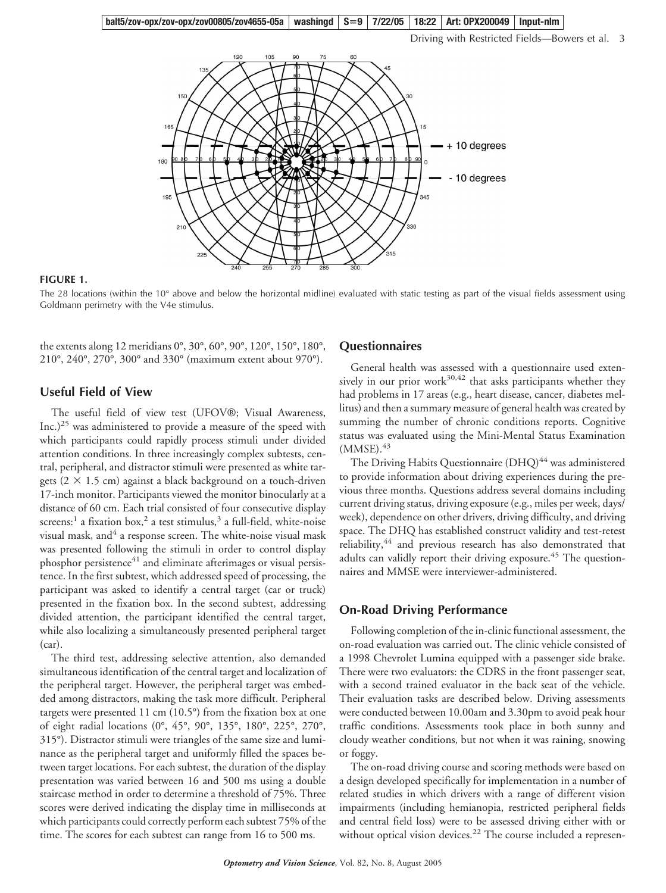**FIGURE 1.**

The 28 locations (within the 10° above and below the horizontal midline) evaluated with static testing as part of the visual fields assessment using Goldmann perimetry with the V4e stimulus.

the extents along 12 meridians 0°, 30°, 60°, 90°, 120°, 150°, 180°, 210°, 240°, 270°, 300° and 330° (maximum extent about 970°).

## Useful Field of View

The useful field of view test (UFOV®; Visual Awareness, Inc.)[25] was administered to provide a measure of the speed with which participants could rapidly process stimuli under divided attention conditions. In three increasingly complex subtests, central, peripheral, and distractor stimuli were presented as white targets (2 × 1.5 cm) against a black background on a touch-driven 17-inch monitor. Participants viewed the monitor binocularly at a distance of 60 cm. Each trial consisted of four consecutive display screens:[1] a fixation box,[2] a test stimulus,[3] a full-field, white-noise visual mask, and[4] a response screen. The white-noise visual mask was presented following the stimuli in order to control display phosphor persistence[41] and eliminate afterimages or visual persistence. In the first subtest, which addressed speed of processing, the participant was asked to identify a central target (car or truck) presented in the fixation box. In the second subtest, addressing divided attention, the participant identified the central target, while also localizing a simultaneously presented peripheral target (car).

The third test, addressing selective attention, also demanded simultaneous identification of the central target and localization of the peripheral target. However, the peripheral target was embedded among distractors, making the task more difficult. Peripheral targets were presented 11 cm (10.5°) from the fixation box at one of eight radial locations (0°, 45°, 90°, 135°, 180°, 225°, 270°, 315°). Distractor stimuli were triangles of the same size and luminance as the peripheral target and uniformly filled the spaces between target locations. For each subtest, the duration of the display presentation was varied between 16 and 500 ms using a double staircase method in order to determine a threshold of 75%. Three scores were derived indicating the display time in milliseconds at which participants could correctly perform each subtest 75% of the time. The scores for each subtest can range from 16 to 500 ms.

## Questionnaires

General health was assessed with a questionnaire used extensively in our prior work[30,42] that asks participants whether they had problems in 17 areas (e.g., heart disease, cancer, diabetes mellitus) and then a summary measure of general health was created by summing the number of chronic conditions reports. Cognitive status was evaluated using the Mini-Mental Status Examination (MMSE).[43]

The Driving Habits Questionnaire (DHQ)[44] was administered to provide information about driving experiences during the previous three months. Questions address several domains including current driving status, driving exposure (e.g., miles per week, days/week), dependence on other drivers, driving difficulty, and driving space. The DHQ has established construct validity and test-retest reliability,[44] and previous research has also demonstrated that adults can validly report their driving exposure.[45] The questionnaires and MMSE were interviewer-administered.

## On-Road Driving Performance

Following completion of the in-clinic functional assessment, the on-road evaluation was carried out. The clinic vehicle consisted of a 1998 Chevrolet Lumina equipped with a passenger side brake. There were two evaluators: the CDRS in the front passenger seat, with a second trained evaluator in the back seat of the vehicle. Their evaluation tasks are described below. Driving assessments were conducted between 10.00am and 3.30pm to avoid peak hour traffic conditions. Assessments took place in both sunny and cloudy weather conditions, but not when it was raining, snowing or foggy.

The on-road driving course and scoring methods were based on a design developed specifically for implementation in a number of related studies in which drivers with a range of different vision impairments (including hemianopia, restricted peripheral fields and central field loss) were to be assessed driving either with or without optical vision devices.[22] The course included a represen-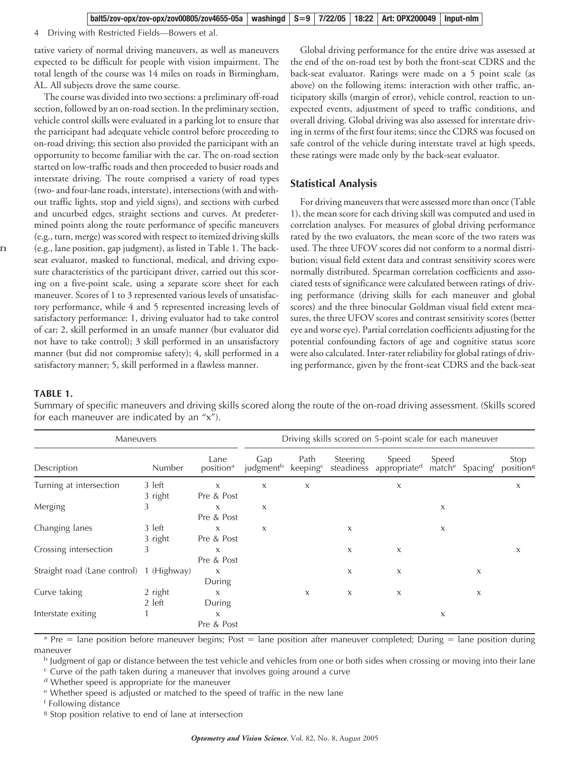tative variety of normal driving maneuvers, as well as maneuvers expected to be difficult for people with vision impairment. The total length of the course was 14 miles on roads in Birmingham, AL. All subjects drove the same course.

The course was divided into two sections: a preliminary off-road section, followed by an on-road section. In the preliminary section, vehicle control skills were evaluated in a parking lot to ensure that the participant had adequate vehicle control before proceeding to on-road driving; this section also provided the participant with an opportunity to become familiar with the car. The on-road section started on low-traffic roads and then proceeded to busier roads and interstate driving. The route comprised a variety of road types (two- and four-lane roads, interstate), intersections (with and without traffic lights, stop and yield signs), and sections with curbed and uncurbed edges, straight sections and curves. At predetermined points along the route performance of specific maneuvers (e.g., turn, merge) was scored with respect to itemized driving skills (e.g., lane position, gap judgment), as listed in Table 1. The back-seat evaluator, masked to functional, medical, and driving exposure characteristics of the participant driver, carried out this scoring on a five-point scale, using a separate score sheet for each maneuver. Scores of 1 to 3 represented various levels of unsatisfactory performance, while 4 and 5 represented increasing levels of satisfactory performance: 1, driving evaluator had to take control of car; 2, skill performed in an unsafe manner (but evaluator did not have to take control); 3 skill performed in an unsatisfactory manner (but did not compromise safety); 4, skill performed in a satisfactory manner; 5, skill performed in a flawless manner.

Global driving performance for the entire drive was assessed at the end of the on-road test by both the front-seat CDRS and the back-seat evaluator. Ratings were made on a 5 point scale (as above) on the following items: interaction with other traffic, anticipatory skills (margin of error), vehicle control, reaction to unexpected events, adjustment of speed to traffic conditions, and overall driving. Global driving was also assessed for interstate driving in terms of the first four items; since the CDRS was focused on safe control of the vehicle during interstate travel at high speeds, these ratings were made only by the back-seat evaluator.

## Statistical Analysis

For driving maneuvers that were assessed more than once (Table 1), the mean score for each driving skill was computed and used in correlation analyses. For measures of global driving performance rated by the two evaluators, the mean score of the two raters was used. The three UFOV scores did not conform to a normal distribution; visual field extent data and contrast sensitivity scores were normally distributed. Spearman correlation coefficients and associated tests of significance were calculated between ratings of driving performance (driving skills for each maneuver and global scores) and the three binocular Goldman visual field extent measures, the three UFOV scores and contrast sensitivity scores (better eye and worse eye). Partial correlation coefficients adjusting for the potential confounding factors of age and cognitive status score were also calculated. Inter-rater reliability for global ratings of driving performance, given by the front-seat CDRS and the back-seat

**TABLE 1.**

Summary of specific maneuvers and driving skills scored along the route of the on-road driving assessment. (Skills scored for each maneuver are indicated by an "x").

| Maneuvers | | Driving skills scored on 5-point scale for each maneuver | | | | | | | |
|---|---|---|---|---|---|---|---|---|---|
| Description | Number | Lane position[a] | Gap judgment[b] | Path keeping[c] | Steering steadiness | Speed appropriate[d] | Speed match[e] | Spacing[f] | Stop position[g] |
| Turning at intersection | 3 left<br>3 right | x<br>Pre & Post | x | x | | x | | | x |
| Merging | 3 | x<br>Pre & Post | x | | | | x | | |
| Changing lanes | 3 left<br>3 right | x<br>Pre & Post | x | | x | | x | | |
| Crossing intersection | 3 | x<br>Pre & Post | | | x | x | | | x |
| Straight road (Lane control) | 1 (Highway) | x<br>During | | | x | x | | x | |
| Curve taking | 2 right<br>2 left | x<br>During | | x | x | x | | x | |
| Interstate exiting | 1 | x<br>Pre & Post | | | | | x | | |

[a] Pre = lane position before maneuver begins; Post = lane position after maneuver completed; During = lane position during maneuver

[b] Judgment of gap or distance between the test vehicle and vehicles from one or both sides when crossing or moving into their lane

[c] Curve of the path taken during a maneuver that involves going around a curve

[d] Whether speed is appropriate for the maneuver

[e] Whether speed is adjusted or matched to the speed of traffic in the new lane

[f] Following distance

[g] Stop position relative to end of lane at intersection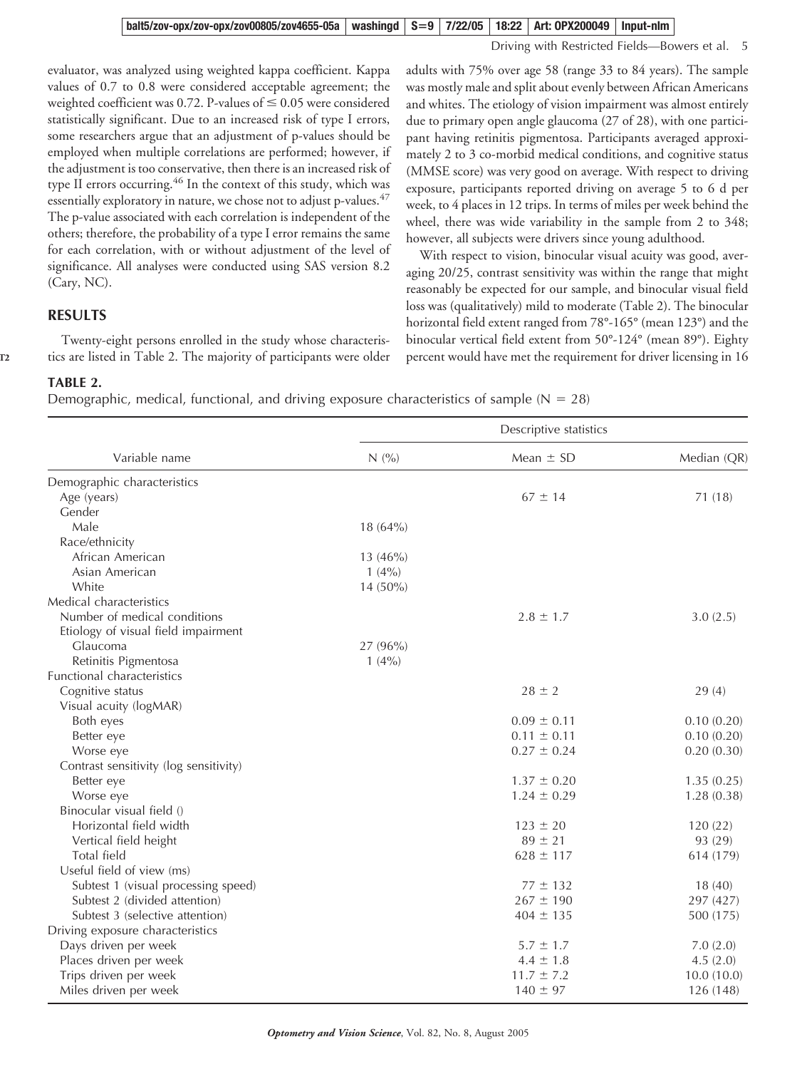evaluator, was analyzed using weighted kappa coefficient. Kappa values of 0.7 to 0.8 were considered acceptable agreement; the weighted coefficient was 0.72. P-values of ≤ 0.05 were considered statistically significant. Due to an increased risk of type I errors, some researchers argue that an adjustment of p-values should be employed when multiple correlations are performed; however, if the adjustment is too conservative, then there is an increased risk of type II errors occurring.[46] In the context of this study, which was essentially exploratory in nature, we chose not to adjust p-values.[47] The p-value associated with each correlation is independent of the others; therefore, the probability of a type I error remains the same for each correlation, with or without adjustment of the level of significance. All analyses were conducted using SAS version 8.2 (Cary, NC).

## RESULTS

Twenty-eight persons enrolled in the study whose characteristics are listed in Table 2. The majority of participants were older adults with 75% over age 58 (range 33 to 84 years). The sample was mostly male and split about evenly between African Americans and whites. The etiology of vision impairment was almost entirely due to primary open angle glaucoma (27 of 28), with one participant having retinitis pigmentosa. Participants averaged approximately 2 to 3 co-morbid medical conditions, and cognitive status (MMSE score) was very good on average. With respect to driving exposure, participants reported driving on average 5 to 6 d per week, to 4 places in 12 trips. In terms of miles per week behind the wheel, there was wide variability in the sample from 2 to 348; however, all subjects were drivers since young adulthood.

With respect to vision, binocular visual acuity was good, averaging 20/25, contrast sensitivity was within the range that might reasonably be expected for our sample, and binocular visual field loss was (qualitatively) mild to moderate (Table 2). The binocular horizontal field extent ranged from 78°-165° (mean 123°) and the binocular vertical field extent from 50°-124° (mean 89°). Eighty percent would have met the requirement for driver licensing in 16

**TABLE 2.**
Demographic, medical, functional, and driving exposure characteristics of sample (N = 28)

| Variable name | Descriptive statistics | | |
|---|---|---|---|
| | N (%) | Mean ± SD | Median (QR) |
| Demographic characteristics | | | |
| Age (years) | | 67 ± 14 | 71 (18) |
| Gender | | | |
| Male | 18 (64%) | | |
| Race/ethnicity | | | |
| African American | 13 (46%) | | |
| Asian American | 1 (4%) | | |
| White | 14 (50%) | | |
| Medical characteristics | | | |
| Number of medical conditions | | 2.8 ± 1.7 | 3.0 (2.5) |
| Etiology of visual field impairment | | | |
| Glaucoma | 27 (96%) | | |
| Retinitis Pigmentosa | 1 (4%) | | |
| Functional characteristics | | | |
| Cognitive status | | 28 ± 2 | 29 (4) |
| Visual acuity (logMAR) | | | |
| Both eyes | | 0.09 ± 0.11 | 0.10 (0.20) |
| Better eye | | 0.11 ± 0.11 | 0.10 (0.20) |
| Worse eye | | 0.27 ± 0.24 | 0.20 (0.30) |
| Contrast sensitivity (log sensitivity) | | | |
| Better eye | | 1.37 ± 0.20 | 1.35 (0.25) |
| Worse eye | | 1.24 ± 0.29 | 1.28 (0.38) |
| Binocular visual field () | | | |
| Horizontal field width | | 123 ± 20 | 120 (22) |
| Vertical field height | | 89 ± 21 | 93 (29) |
| Total field | | 628 ± 117 | 614 (179) |
| Useful field of view (ms) | | | |
| Subtest 1 (visual processing speed) | | 77 ± 132 | 18 (40) |
| Subtest 2 (divided attention) | | 267 ± 190 | 297 (427) |
| Subtest 3 (selective attention) | | 404 ± 135 | 500 (175) |
| Driving exposure characteristics | | | |
| Days driven per week | | 5.7 ± 1.7 | 7.0 (2.0) |
| Places driven per week | | 4.4 ± 1.8 | 4.5 (2.0) |
| Trips driven per week | | 11.7 ± 7.2 | 10.0 (10.0) |
| Miles driven per week | | 140 ± 97 | 126 (148) |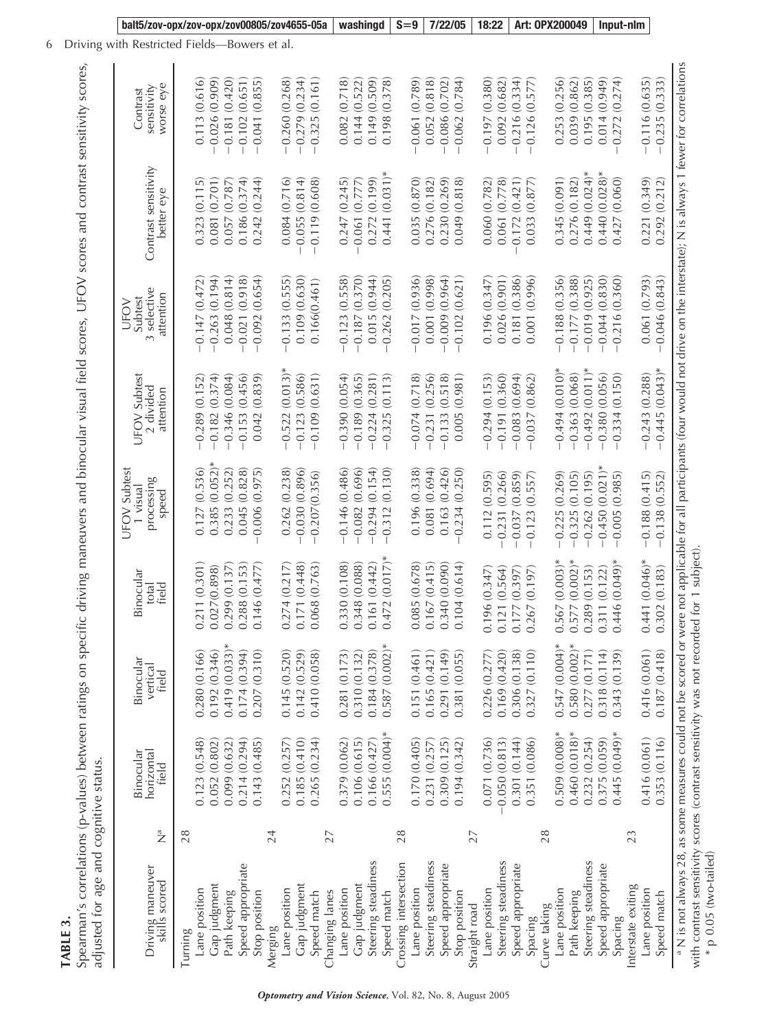**TABLE 3.**

Spearman's correlations (p-values) between ratings on specific driving maneuvers and binocular visual field scores, UFOV scores and contrast sensitivity scores, adjusted for age and cognitive status.

| Driving maneuver skills scored | N[a] | Binocular horizontal field | Binocular vertical field | Binocular total field | UFOV Subtest 1 visual processing speed | UFOV Subtest 2 divided attention | UFOV Subtest 3 selective attention | Contrast sensitivity better eye | Contrast sensitivity worse eye |
|---|---|---|---|---|---|---|---|---|---|
| Turning | 28 | | | | | | | | |
| Lane position | | 0.123 (0.548) | 0.280 (0.166) | 0.211 (0.301) | 0.127 (0.536) | −0.289 (0.152) | −0.147 (0.472) | 0.323 (0.115) | 0.113 (0.616) |
| Gap judgment | | 0.052 (0.802) | 0.192 (0.346) | 0.027(0.898) | 0.385 (0.052)* | −0.182 (0.374) | −0.263 (0.194) | 0.081 (0.701) | −0.026 (0.909) |
| Path keeping | | 0.099 (0.632) | 0.419 (0.033)* | 0.299 (0.137) | 0.233 (0.252) | −0.346 (0.084) | 0.048 (0.814) | 0.057 (0.787) | −0.181 (0.420) |
| Speed appropriate | | 0.214 (0.294) | 0.174 (0.394) | 0.288 (0.153) | 0.045 (0.828) | −0.153 (0.456) | −0.021 (0.918) | 0.186 (0.374) | −0.102 (0.651) |
| Stop position | | 0.143 (0.485) | 0.207 (0.310) | 0.146 (0.477) | −0.006 (0.975) | 0.042 (0.839) | −0.092 (0.654) | 0.242 (0.244) | −0.041 (0.855) |
| Merging | 24 | | | | | | | | |
| Lane position | | 0.252 (0.257) | 0.145 (0.520) | 0.274 (0.217) | 0.262 (0.238) | −0.522 (0.013)* | −0.133 (0.555) | 0.084 (0.716) | −0.260 (0.268) |
| Gap judgment | | 0.185 (0.410) | 0.142 (0.529) | 0.171 (0.448) | −0.030 (0.896) | −0.123 (0.586) | 0.109 (0.630) | −0.055 (0.814) | −0.279 (0.234) |
| Speed match | | 0.265 (0.234) | 0.410 (0.058) | 0.068 (0.763) | −0.207(0.356) | −0.109 (0.631) | 0.166(0.461) | −0.119 (0.608) | −0.325 (0.161) |
| Changing lanes | 27 | | | | | | | | |
| Lane position | | 0.379 (0.062) | 0.281 (0.173) | 0.330 (0.108) | −0.146 (0.486) | −0.390 (0.054) | −0.123 (0.558) | 0.247 (0.245) | 0.082 (0.718) |
| Gap judgment | | 0.106 (0.615) | 0.310 (0.132) | 0.348 (0.088) | −0.082 (0.696) | −0.189 (0.365) | −0.187 (0.370) | −0.061 (0.777) | 0.144 (0.522) |
| Steering steadiness | | 0.166 (0.427) | 0.184 (0.378) | 0.161 (0.442) | −0.294 (0.154) | −0.224 (0.281) | 0.015 (0.944) | 0.272 (0.199) | 0.149 (0.509) |
| Speed match | | 0.555 (0.004)* | 0.587 (0.002)* | 0.472 (0.017)* | −0.312 (0.130) | −0.325 (0.113) | −0.262 (0.205) | 0.441 (0.031)* | 0.198 (0.378) |
| Crossing intersection | 28 | | | | | | | | |
| Lane position | | 0.170 (0.405) | 0.151 (0.461) | 0.085 (0.678) | 0.196 (0.338) | −0.074 (0.718) | −0.017 (0.936) | 0.035 (0.870) | −0.061 (0.789) |
| Steering steadiness | | 0.231 (0.257) | 0.165 (0.421) | 0.167 (0.415) | 0.081 (0.694) | −0.231 (0.256) | 0.001 (0.998) | 0.276 (0.182) | 0.052 (0.818) |
| Speed appropriate | | 0.309 (0.125) | 0.291 (0.149) | 0.340 (0.090) | 0.163 (0.426) | −0.133 (0.518) | −0.009 (0.964) | 0.230 (0.269) | −0.086 (0.702) |
| Stop position | | 0.194 (0.342) | 0.381 (0.055) | 0.104 (0.614) | −0.234 (0.250) | 0.005 (0.981) | −0.102 (0.621) | 0.049 (0.818) | −0.062 (0.784) |
| Straight road | 27 | | | | | | | | |
| Lane position | | 0.071 (0.736) | 0.226 (0.277) | 0.196 (0.347) | 0.112 (0.595) | −0.294 (0.153) | 0.196 (0.347) | 0.060 (0.782) | −0.197 (0.380) |
| Steering steadiness | | −0.050 (0.813) | 0.169 (0.420) | 0.121 (0.564) | −0.231 (0.266) | −0.191 (0.360) | 0.026 (0.901) | 0.061 (0.778) | 0.092 (0.682) |
| Speed appropriate | | 0.301 (0.144) | 0.306 (0.138) | 0.177 (0.397) | −0.037 (0.859) | −0.083 (0.694) | 0.181 (0.386) | −0.172 (0.421) | −0.216 (0.334) |
| Spacing | | 0.351 (0.086) | 0.327 (0.110) | 0.267 (0.197) | −0.123 (0.557) | −0.037 (0.862) | 0.001 (0.996) | 0.033 (0.877) | −0.126 (0.577) |
| Curve taking | 28 | | | | | | | | |
| Lane position | | 0.509 (0.008)* | 0.547 (0.004)* | 0.567 (0.003)* | −0.225 (0.269) | −0.494 (0.010)* | −0.188 (0.356) | 0.345 (0.091) | 0.253 (0.256) |
| Path keeping | | 0.460 (0.018)* | 0.580 (0.002)* | 0.577 (0.002)* | −0.325 (0.105) | −0.363 (0.068) | −0.177 (0.388) | 0.276 (0.182) | 0.039 (0.862) |
| Steering steadiness | | 0.232 (0.254) | 0.277 (0.171) | 0.289 (0.153) | −0.262 (0.195) | −0.492 (0.011)* | −0.019 (0.925) | 0.449 (0.024)* | 0.195 (0.385) |
| Speed appropriate | | 0.375 (0.059) | 0.318 (0.114) | 0.311 (0.122) | −0.450 (0.021)* | −0.380 (0.056) | −0.044 (0.830) | 0.440 (0.028)* | 0.014 (0.949) |
| Spacing | | 0.445 (0.049)* | 0.343 (0.139) | 0.446 (0.049)* | −0.005 (0.985) | −0.334 (0.150) | −0.216 (0.360) | 0.427 (0.060) | −0.272 (0.274) |
| Interstate exiting | 23 | | | | | | | | |
| Lane position | | 0.416 (0.061) | 0.416 (0.061) | 0.441 (0.046)* | −0.188 (0.415) | −0.243 (0.288) | 0.061 (0.793) | 0.221 (0.349) | −0.116 (0.635) |
| Speed match | | 0.353 (0.116) | 0.187 (0.418) | 0.302 (0.183) | −0.138 (0.552) | −0.445 (0.043)* | −0.046 (0.843) | 0.292 (0.212) | −0.235 (0.333) |

[a] N is not always 28, as some measures could not be scored or were not applicable for all participants (four would not drive on the interstate); N is always 1 fewer for correlations with contrast sensitivity scores (contrast sensitivity was not recorded for 1 subject).

\* p 0.05 (two-tailed)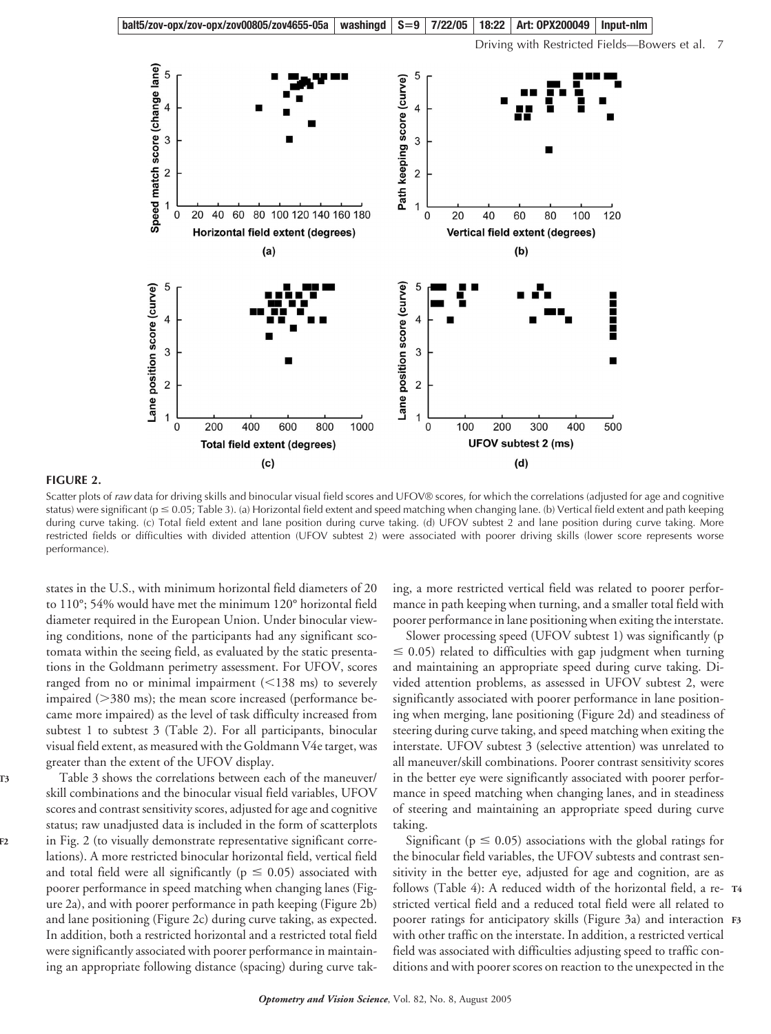**FIGURE 2.**

Scatter plots of *raw* data for driving skills and binocular visual field scores and UFOV® scores, for which the correlations (adjusted for age and cognitive status) were significant ($p \leq 0.05$; Table 3). (a) Horizontal field extent and speed matching when changing lane. (b) Vertical field extent and path keeping during curve taking. (c) Total field extent and lane position during curve taking. (d) UFOV subtest 2 and lane position during curve taking. More restricted fields or difficulties with divided attention (UFOV subtest 2) were associated with poorer driving skills (lower score represents worse performance).

states in the U.S., with minimum horizontal field diameters of 20 to 110°; 54% would have met the minimum 120° horizontal field diameter required in the European Union. Under binocular viewing conditions, none of the participants had any significant scotomata within the seeing field, as evaluated by the static presentations in the Goldmann perimetry assessment. For UFOV, scores ranged from no or minimal impairment (<138 ms) to severely impaired (>380 ms); the mean score increased (performance became more impaired) as the level of task difficulty increased from subtest 1 to subtest 3 (Table 2). For all participants, binocular visual field extent, as measured with the Goldmann V4e target, was greater than the extent of the UFOV display.

Table 3 shows the correlations between each of the maneuver/skill combinations and the binocular visual field variables, UFOV scores and contrast sensitivity scores, adjusted for age and cognitive status; raw unadjusted data is included in the form of scatterplots in Fig. 2 (to visually demonstrate representative significant correlations). A more restricted binocular horizontal field, vertical field and total field were all significantly ($p \leq 0.05$) associated with poorer performance in speed matching when changing lanes (Figure 2a), and with poorer performance in path keeping (Figure 2b) and lane positioning (Figure 2c) during curve taking, as expected. In addition, both a restricted horizontal and a restricted total field were significantly associated with poorer performance in maintaining an appropriate following distance (spacing) during curve taking, a more restricted vertical field was related to poorer performance in path keeping when turning, and a smaller total field with poorer performance in lane positioning when exiting the interstate.

Slower processing speed (UFOV subtest 1) was significantly ($p \leq 0.05$) related to difficulties with gap judgment when turning and maintaining an appropriate speed during curve taking. Divided attention problems, as assessed in UFOV subtest 2, were significantly associated with poorer performance in lane positioning when merging, lane positioning (Figure 2d) and steadiness of steering during curve taking, and speed matching when exiting the interstate. UFOV subtest 3 (selective attention) was unrelated to all maneuver/skill combinations. Poorer contrast sensitivity scores in the better eye were significantly associated with poorer performance in speed matching when changing lanes, and in steadiness of steering and maintaining an appropriate speed during curve taking.

Significant ($p \leq 0.05$) associations with the global ratings for the binocular field variables, the UFOV subtests and contrast sensitivity in the better eye, adjusted for age and cognition, are as follows (Table 4): A reduced width of the horizontal field, a restricted vertical field and a reduced total field were all related to poorer ratings for anticipatory skills (Figure 3a) and interaction with other traffic on the interstate. In addition, a restricted vertical field was associated with difficulties adjusting speed to traffic conditions and with poorer scores on reaction to the unexpected in the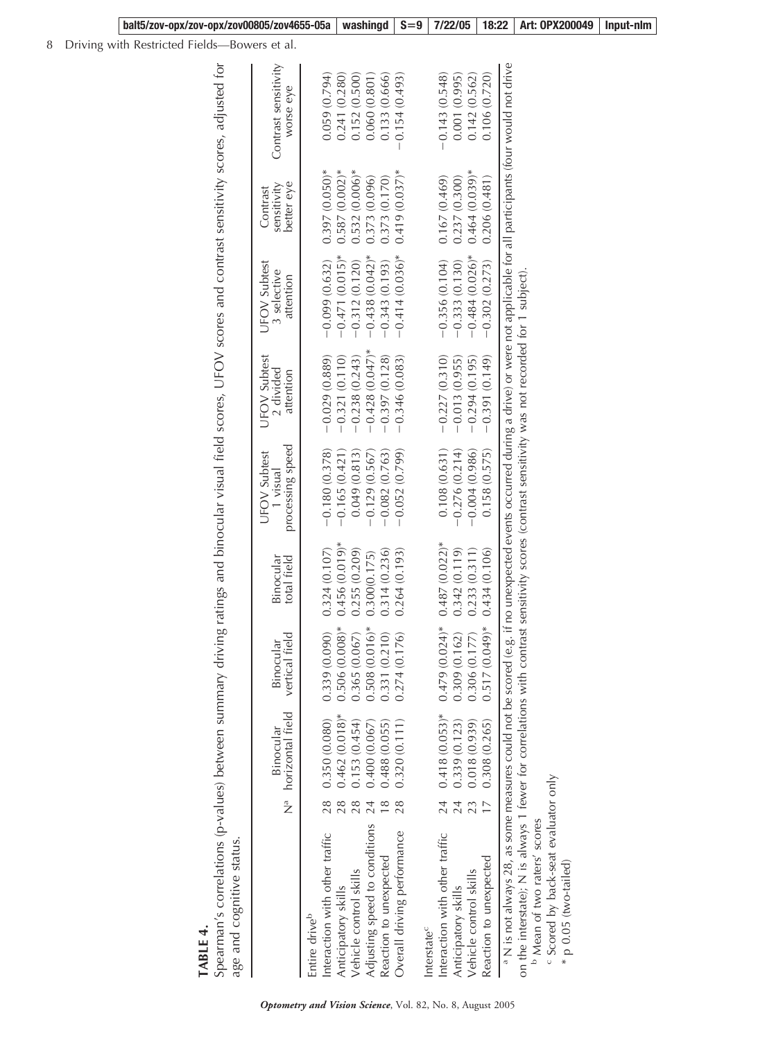**TABLE 4.**

Spearman's correlations (p-values) between summary driving ratings and binocular visual field scores, UFOV scores and contrast sensitivity scores, adjusted for age and cognitive status.

| | N[a] | Binocular horizontal field | Binocular vertical field | Binocular total field | UFOV Subtest 1 visual processing speed | UFOV Subtest 2 divided attention | UFOV Subtest 3 selective attention | Contrast sensitivity better eye | Contrast sensitivity worse eye |
|---|---|---|---|---|---|---|---|---|---|
| Entire drive[b] | | | | | | | | | |
| Interaction with other traffic | 28 | 0.350 (0.080) | 0.339 (0.090) | 0.324 (0.107) | −0.180 (0.378) | −0.029 (0.889) | −0.099 (0.632) | 0.397 (0.050)* | 0.059 (0.794) |
| Anticipatory skills | 28 | 0.462 (0.018)* | 0.506 (0.008)* | 0.456 (0.019)* | −0.165 (0.421) | −0.321 (0.110) | −0.471 (0.015)* | 0.587 (0.002)* | 0.241 (0.280) |
| Vehicle control skills | 28 | 0.153 (0.454) | 0.365 (0.067) | 0.255 (0.209) | 0.049 (0.813) | −0.238 (0.243) | −0.312 (0.120) | 0.532 (0.006)* | 0.152 (0.500) |
| Adjusting speed to conditions | 24 | 0.400 (0.067) | 0.508 (0.016)* | 0.300(0.175) | −0.129 (0.567) | −0.428 (0.047)* | −0.438 (0.042)* | 0.373 (0.096) | 0.060 (0.801) |
| Reaction to unexpected | 18 | 0.488 (0.055) | 0.331 (0.210) | 0.314 (0.236) | −0.082 (0.763) | −0.397 (0.128) | −0.343 (0.193) | 0.373 (0.170) | 0.133 (0.666) |
| Overall driving performance | 28 | 0.320 (0.111) | 0.274 (0.176) | 0.264 (0.193) | −0.052 (0.799) | −0.346 (0.083) | −0.414 (0.036)* | 0.419 (0.037)* | −0.154 (0.493) |
| Interstate[c] | | | | | | | | | |
| Interaction with other traffic | 24 | 0.418 (0.053)* | 0.479 (0.024)* | 0.487 (0.022)* | 0.108 (0.631) | −0.227 (0.310) | −0.356 (0.104) | 0.167 (0.469) | −0.143 (0.548) |
| Anticipatory skills | 24 | 0.339 (0.123) | 0.309 (0.162) | 0.342 (0.119) | −0.276 (0.214) | −0.013 (0.955) | −0.333 (0.130) | 0.237 (0.300) | 0.001 (0.995) |
| Vehicle control skills | 23 | 0.018 (0.939) | 0.306 (0.177) | 0.233 (0.311) | −0.004 (0.986) | −0.294 (0.195) | −0.484 (0.026)* | 0.464 (0.039)* | 0.142 (0.562) |
| Reaction to unexpected | 17 | 0.308 (0.265) | 0.517 (0.049)* | 0.434 (0.106) | 0.158 (0.575) | −0.391 (0.149) | −0.302 (0.273) | 0.206 (0.481) | 0.106 (0.720) |

[a] N is not always 28, as some measures could not be scored (e.g. if no unexpected events occurred during a drive) or were not applicable for all participants (four would not drive on the interstate); N is always 1 fewer for correlations with contrast sensitivity scores (contrast sensitivity was not recorded for 1 subject).

[b] Mean of two raters' scores

[c] Scored by back-seat evaluator only

\* p 0.05 (two-tailed)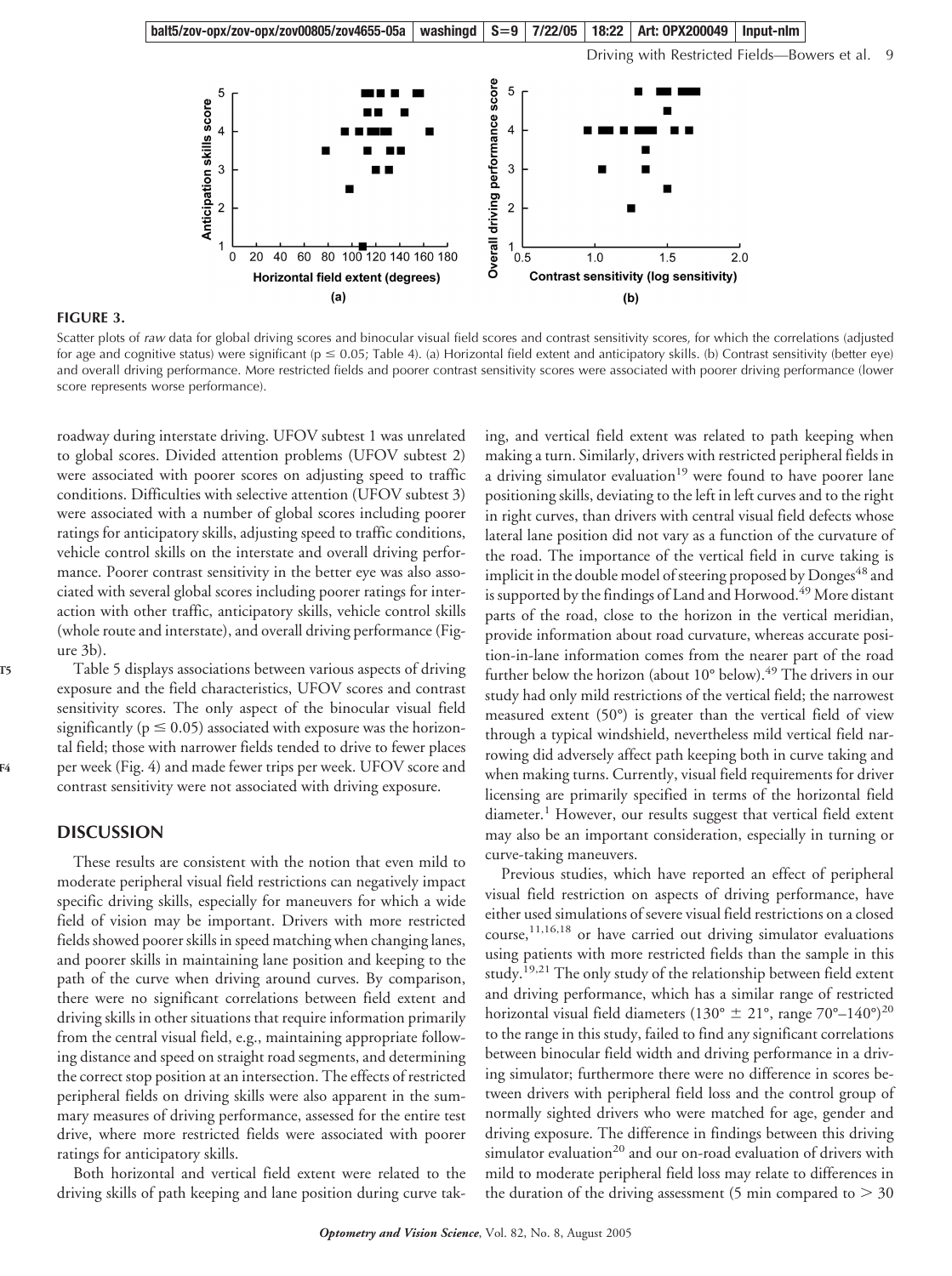Anticipation skills score

5
4
3
2
1

0 20 40 60 80 100 120 140 160 180

Horizontal field extent (degrees)

(a)

Overall driving performance score

5
4
3
2
1

0.5 1.0 1.5 2.0

Contrast sensitivity (log sensitivity)

(b)

**FIGURE 3.**

Scatter plots of *raw* data for global driving scores and binocular visual field scores and contrast sensitivity scores, for which the correlations (adjusted for age and cognitive status) were significant (p ≤ 0.05; Table 4). (a) Horizontal field extent and anticipatory skills. (b) Contrast sensitivity (better eye) and overall driving performance. More restricted fields and poorer contrast sensitivity scores were associated with poorer driving performance (lower score represents worse performance).

roadway during interstate driving. UFOV subtest 1 was unrelated to global scores. Divided attention problems (UFOV subtest 2) were associated with poorer scores on adjusting speed to traffic conditions. Difficulties with selective attention (UFOV subtest 3) were associated with a number of global scores including poorer ratings for anticipatory skills, adjusting speed to traffic conditions, vehicle control skills on the interstate and overall driving performance. Poorer contrast sensitivity in the better eye was also associated with several global scores including poorer ratings for interaction with other traffic, anticipatory skills, vehicle control skills (whole route and interstate), and overall driving performance (Figure 3b).

Table 5 displays associations between various aspects of driving exposure and the field characteristics, UFOV scores and contrast sensitivity scores. The only aspect of the binocular visual field significantly (p ≤ 0.05) associated with exposure was the horizontal field; those with narrower fields tended to drive to fewer places per week (Fig. 4) and made fewer trips per week. UFOV score and contrast sensitivity were not associated with driving exposure.

## DISCUSSION

These results are consistent with the notion that even mild to moderate peripheral visual field restrictions can negatively impact specific driving skills, especially for maneuvers for which a wide field of vision may be important. Drivers with more restricted fields showed poorer skills in speed matching when changing lanes, and poorer skills in maintaining lane position and keeping to the path of the curve when driving around curves. By comparison, there were no significant correlations between field extent and driving skills in other situations that require information primarily from the central visual field, e.g., maintaining appropriate following distance and speed on straight road segments, and determining the correct stop position at an intersection. The effects of restricted peripheral fields on driving skills were also apparent in the summary measures of driving performance, assessed for the entire test drive, where more restricted fields were associated with poorer ratings for anticipatory skills.

Both horizontal and vertical field extent were related to the driving skills of path keeping and lane position during curve taking, and vertical field extent was related to path keeping when making a turn. Similarly, drivers with restricted peripheral fields in a driving simulator evaluation[19] were found to have poorer lane positioning skills, deviating to the left in left curves and to the right in right curves, than drivers with central visual field defects whose lateral lane position did not vary as a function of the curvature of the road. The importance of the vertical field in curve taking is implicit in the double model of steering proposed by Donges[48] and is supported by the findings of Land and Horwood.[49] More distant parts of the road, close to the horizon in the vertical meridian, provide information about road curvature, whereas accurate position-in-lane information comes from the nearer part of the road further below the horizon (about 10° below).[49] The drivers in our study had only mild restrictions of the vertical field; the narrowest measured extent (50°) is greater than the vertical field of view through a typical windshield, nevertheless mild vertical field narrowing did adversely affect path keeping both in curve taking and when making turns. Currently, visual field requirements for driver licensing are primarily specified in terms of the horizontal field diameter.[1] However, our results suggest that vertical field extent may also be an important consideration, especially in turning or curve-taking maneuvers.

Previous studies, which have reported an effect of peripheral visual field restriction on aspects of driving performance, have either used simulations of severe visual field restrictions on a closed course,[11,16,18] or have carried out driving simulator evaluations using patients with more restricted fields than the sample in this study.[19,21] The only study of the relationship between field extent and driving performance, which has a similar range of restricted horizontal visual field diameters (130° ± 21°, range 70°–140°)[20] to the range in this study, failed to find any significant correlations between binocular field width and driving performance in a driving simulator; furthermore there were no difference in scores between drivers with peripheral field loss and the control group of normally sighted drivers who were matched for age, gender and driving exposure. The difference in findings between this driving simulator evaluation[20] and our on-road evaluation of drivers with mild to moderate peripheral field loss may relate to differences in the duration of the driving assessment (5 min compared to > 30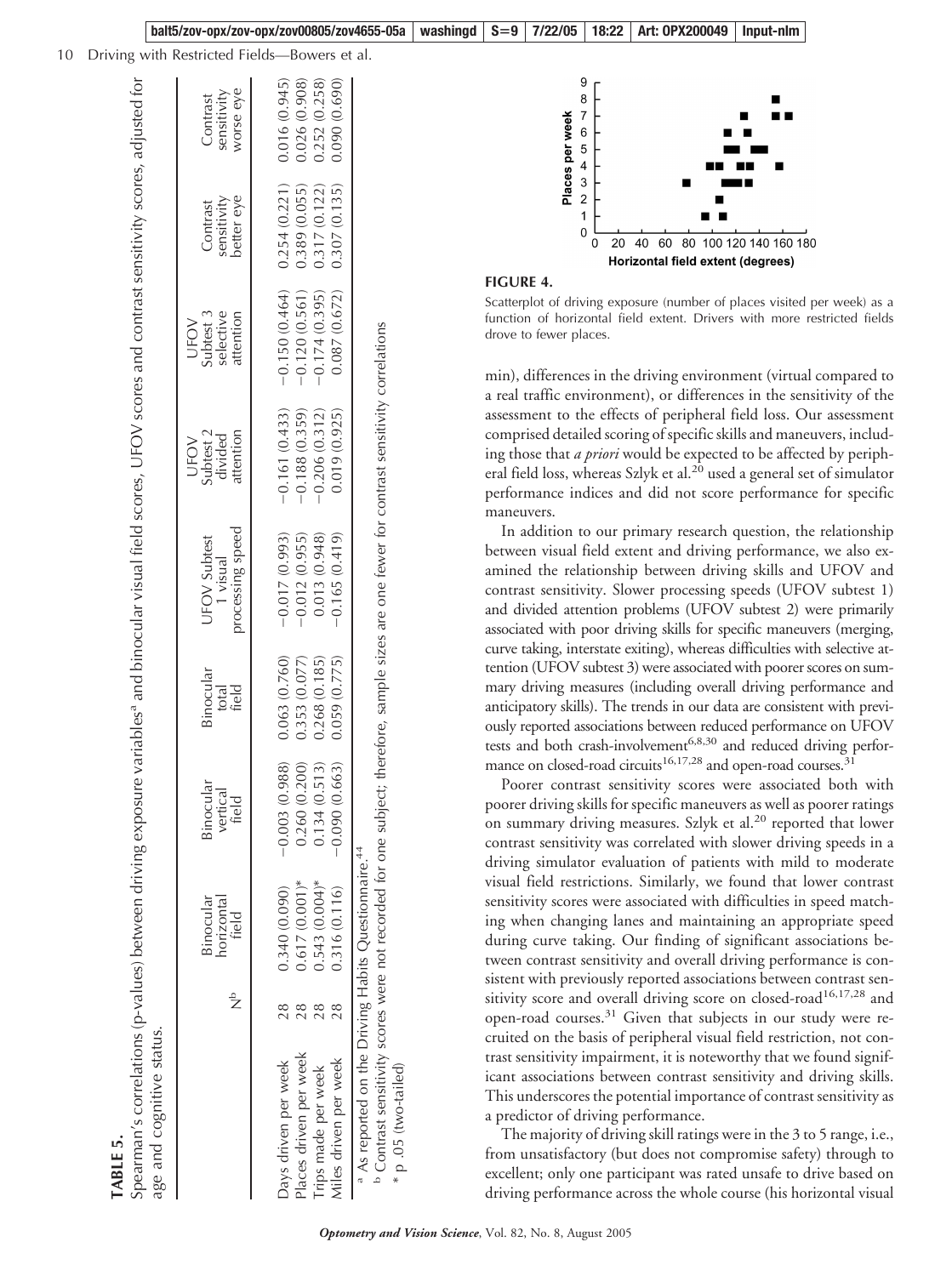**TABLE 5.**

Spearman's correlations (p-values) between driving exposure variables[a] and binocular visual field scores, UFOV scores and contrast sensitivity scores, adjusted for age and cognitive status.

| | N[b] | Binocular horizontal field | Binocular vertical field | Binocular total field | UFOV Subtest 1 visual processing speed | UFOV Subtest 2 divided attention | UFOV Subtest 3 selective attention | Contrast sensitivity better eye | Contrast sensitivity worse eye |
|---|---|---|---|---|---|---|---|---|---|
| Days driven per week | 28 | 0.340 (0.090) | −0.003 (0.988) | 0.063 (0.760) | −0.017 (0.993) | −0.161 (0.433) | −0.150 (0.464) | 0.254 (0.221) | 0.016 (0.945) |
| Places driven per week | 28 | 0.617 (0.001)* | 0.260 (0.200) | 0.353 (0.077) | −0.012 (0.955) | −0.188 (0.359) | −0.120 (0.561) | 0.389 (0.055) | 0.026 (0.908) |
| Trips made per week | 28 | 0.543 (0.004)* | 0.134 (0.513) | 0.268 (0.185) | 0.013 (0.948) | −0.206 (0.312) | −0.174 (0.395) | 0.317 (0.122) | 0.252 (0.258) |
| Miles driven per week | 28 | 0.316 (0.116) | −0.090 (0.663) | 0.059 (0.775) | −0.165 (0.419) | 0.019 (0.925) | 0.087 (0.672) | 0.307 (0.135) | 0.090 (0.690) |

[a] As reported on the Driving Habits Questionnaire.[44]

[b] Contrast sensitivity scores were not recorded for one subject; therefore, sample sizes are one fewer for contrast sensitivity correlations

* p .05 (two-tailed)

**FIGURE 4.**

Scatterplot of driving exposure (number of places visited per week) as a function of horizontal field extent. Drivers with more restricted fields drove to fewer places.

min), differences in the driving environment (virtual compared to a real traffic environment), or differences in the sensitivity of the assessment to the effects of peripheral field loss. Our assessment comprised detailed scoring of specific skills and maneuvers, including those that *a priori* would be expected to be affected by peripheral field loss, whereas Szlyk et al.[20] used a general set of simulator performance indices and did not score performance for specific maneuvers.

In addition to our primary research question, the relationship between visual field extent and driving performance, we also examined the relationship between driving skills and UFOV and contrast sensitivity. Slower processing speeds (UFOV subtest 1) and divided attention problems (UFOV subtest 2) were primarily associated with poor driving skills for specific maneuvers (merging, curve taking, interstate exiting), whereas difficulties with selective attention (UFOV subtest 3) were associated with poorer scores on summary driving measures (including overall driving performance and anticipatory skills). The trends in our data are consistent with previously reported associations between reduced performance on UFOV tests and both crash-involvement[6,8,30] and reduced driving performance on closed-road circuits[16,17,28] and open-road courses.[31]

Poorer contrast sensitivity scores were associated both with poorer driving skills for specific maneuvers as well as poorer ratings on summary driving measures. Szlyk et al.[20] reported that lower contrast sensitivity was correlated with slower driving speeds in a driving simulator evaluation of patients with mild to moderate visual field restrictions. Similarly, we found that lower contrast sensitivity scores were associated with difficulties in speed matching when changing lanes and maintaining an appropriate speed during curve taking. Our finding of significant associations between contrast sensitivity and overall driving performance is consistent with previously reported associations between contrast sensitivity score and overall driving score on closed-road[16,17,28] and open-road courses.[31] Given that subjects in our study were recruited on the basis of peripheral visual field restriction, not contrast sensitivity impairment, it is noteworthy that we found significant associations between contrast sensitivity and driving skills. This underscores the potential importance of contrast sensitivity as a predictor of driving performance.

The majority of driving skill ratings were in the 3 to 5 range, i.e., from unsatisfactory (but does not compromise safety) through to excellent; only one participant was rated unsafe to drive based on driving performance across the whole course (his horizontal visual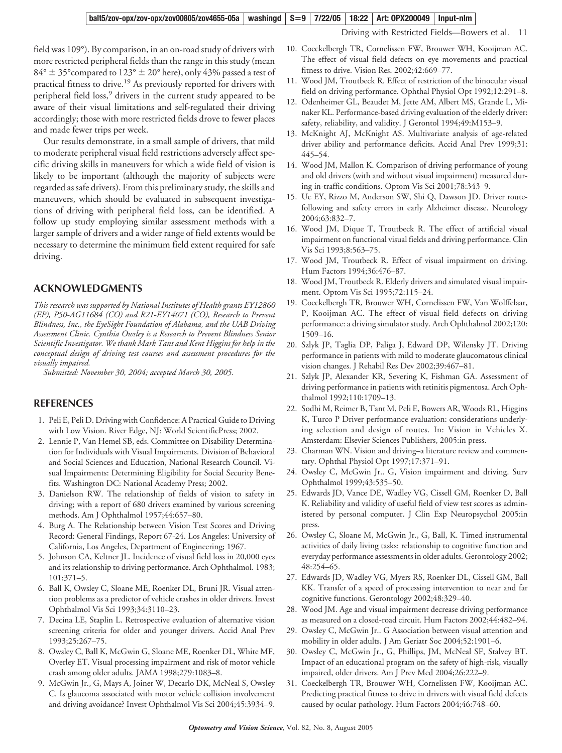field was 109°). By comparison, in an on-road study of drivers with more restricted peripheral fields than the range in this study (mean 84° ± 35°compared to 123° ± 20° here), only 43% passed a test of practical fitness to drive.[19] As previously reported for drivers with peripheral field loss,[9] drivers in the current study appeared to be aware of their visual limitations and self-regulated their driving accordingly; those with more restricted fields drove to fewer places and made fewer trips per week.

Our results demonstrate, in a small sample of drivers, that mild to moderate peripheral visual field restrictions adversely affect specific driving skills in maneuvers for which a wide field of vision is likely to be important (although the majority of subjects were regarded as safe drivers). From this preliminary study, the skills and maneuvers, which should be evaluated in subsequent investigations of driving with peripheral field loss, can be identified. A follow up study employing similar assessment methods with a larger sample of drivers and a wider range of field extents would be necessary to determine the minimum field extent required for safe driving.

## ACKNOWLEDGMENTS

*This research was supported by National Institutes of Health grants EY12860 (EP), P50-AG11684 (CO) and R21-EY14071 (CO), Research to Prevent Blindness, Inc., the EyeSight Foundation of Alabama, and the UAB Driving Assessment Clinic. Cynthia Owsley is a Research to Prevent Blindness Senior Scientific Investigator. We thank Mark Tant and Kent Higgins for help in the conceptual design of driving test courses and assessment procedures for the visually impaired.*

*Submitted: November 30, 2004; accepted March 30, 2005.*

## REFERENCES

1. Peli E, Peli D. Driving with Confidence: A Practical Guide to Driving with Low Vision. River Edge, NJ: World ScientificPress; 2002.
2. Lennie P, Van Hemel SB, eds. Committee on Disability Determination for Individuals with Visual Impairments. Division of Behavioral and Social Sciences and Education, National Research Council. Visual Impairments: Determining Eligibility for Social Security Benefits. Washington DC: National Academy Press; 2002.
3. Danielson RW. The relationship of fields of vision to safety in driving; with a report of 680 drivers examined by various screening methods. Am J Ophthalmol 1957;44:657–80.
4. Burg A. The Relationship between Vision Test Scores and Driving Record: General Findings, Report 67-24. Los Angeles: University of California, Los Angeles, Department of Engineering; 1967.
5. Johnson CA, Keltner JL. Incidence of visual field loss in 20,000 eyes and its relationship to driving performance. Arch Ophthalmol. 1983; 101:371–5.
6. Ball K, Owsley C, Sloane ME, Roenker DL, Bruni JR. Visual attention problems as a predictor of vehicle crashes in older drivers. Invest Ophthalmol Vis Sci 1993;34:3110–23.
7. Decina LE, Staplin L. Retrospective evaluation of alternative vision screening criteria for older and younger drivers. Accid Anal Prev 1993;25:267–75.
8. Owsley C, Ball K, McGwin G, Sloane ME, Roenker DL, White MF, Overley ET. Visual processing impairment and risk of motor vehicle crash among older adults. JAMA 1998;279:1083–8.
9. McGwin Jr., G, Mays A, Joiner W, Decarlo DK, McNeal S, Owsley C. Is glaucoma associated with motor vehicle collision involvement and driving avoidance? Invest Ophthalmol Vis Sci 2004;45:3934–9.
10. Coeckelbergh TR, Cornelissen FW, Brouwer WH, Kooijman AC. The effect of visual field defects on eye movements and practical fitness to drive. Vision Res. 2002;42:669–77.
11. Wood JM, Troutbeck R. Effect of restriction of the binocular visual field on driving performance. Ophthal Physiol Opt 1992;12:291–8.
12. Odenheimer GL, Beaudet M, Jette AM, Albert MS, Grande L, Minaker KL. Performance-based driving evaluation of the elderly driver: safety, reliability, and validity. J Gerontol 1994;49:M153–9.
13. McKnight AJ, McKnight AS. Multivariate analysis of age-related driver ability and performance deficits. Accid Anal Prev 1999;31: 445–54.
14. Wood JM, Mallon K. Comparison of driving performance of young and old drivers (with and without visual impairment) measured during in-traffic conditions. Optom Vis Sci 2001;78:343–9.
15. Uc EY, Rizzo M, Anderson SW, Shi Q, Dawson JD. Driver route-following and safety errors in early Alzheimer disease. Neurology 2004;63:832–7.
16. Wood JM, Dique T, Troutbeck R. The effect of artificial visual impairment on functional visual fields and driving performance. Clin Vis Sci 1993;8:563–75.
17. Wood JM, Troutbeck R. Effect of visual impairment on driving. Hum Factors 1994;36:476–87.
18. Wood JM, Troutbeck R. Elderly drivers and simulated visual impairment. Optom Vis Sci 1995;72:115–24.
19. Coeckelbergh TR, Brouwer WH, Cornelissen FW, Van Wolffelaar, P, Kooijman AC. The effect of visual field defects on driving performance: a driving simulator study. Arch Ophthalmol 2002;120: 1509–16.
20. Szlyk JP, Taglia DP, Paliga J, Edward DP, Wilensky JT. Driving performance in patients with mild to moderate glaucomatous clinical vision changes. J Rehabil Res Dev 2002;39:467–81.
21. Szlyk JP, Alexander KR, Severing K, Fishman GA. Assessment of driving performance in patients with retinitis pigmentosa. Arch Ophthalmol 1992;110:1709–13.
22. Sodhi M, Reimer B, Tant M, Peli E, Bowers AR, Woods RL, Higgins K, Turco P Driver performance evaluation: considerations underlying selection and design of routes. In: Vision in Vehicles X. Amsterdam: Elsevier Sciences Publishers, 2005:in press.
23. Charman WN. Vision and driving–a literature review and commentary. Ophthal Physiol Opt 1997;17:371–91.
24. Owsley C, McGwin Jr.. G, Vision impairment and driving. Surv Ophthalmol 1999;43:535–50.
25. Edwards JD, Vance DE, Wadley VG, Cissell GM, Roenker D, Ball K. Reliability and validity of useful field of view test scores as administered by personal computer. J Clin Exp Neuropsychol 2005:in press.
26. Owsley C, Sloane M, McGwin Jr., G, Ball, K. Timed instrumental activities of daily living tasks: relationship to cognitive function and everyday performance assessments in older adults. Gerontology 2002; 48:254–65.
27. Edwards JD, Wadley VG, Myers RS, Roenker DL, Cissell GM, Ball KK. Transfer of a speed of processing intervention to near and far cognitive functions. Gerontology 2002;48:329–40.
28. Wood JM. Age and visual impairment decrease driving performance as measured on a closed-road circuit. Hum Factors 2002;44:482–94.
29. Owsley C, McGwin Jr.. G Association between visual attention and mobility in older adults. J Am Geriatr Soc 2004;52:1901–6.
30. Owsley C, McGwin Jr., G, Phillips, JM, McNeal SF, Stalvey BT. Impact of an educational program on the safety of high-risk, visually impaired, older drivers. Am J Prev Med 2004;26:222–9.
31. Coeckelbergh TR, Brouwer WH, Cornelissen FW, Kooijman AC. Predicting practical fitness to drive in drivers with visual field defects caused by ocular pathology. Hum Factors 2004;46:748–60.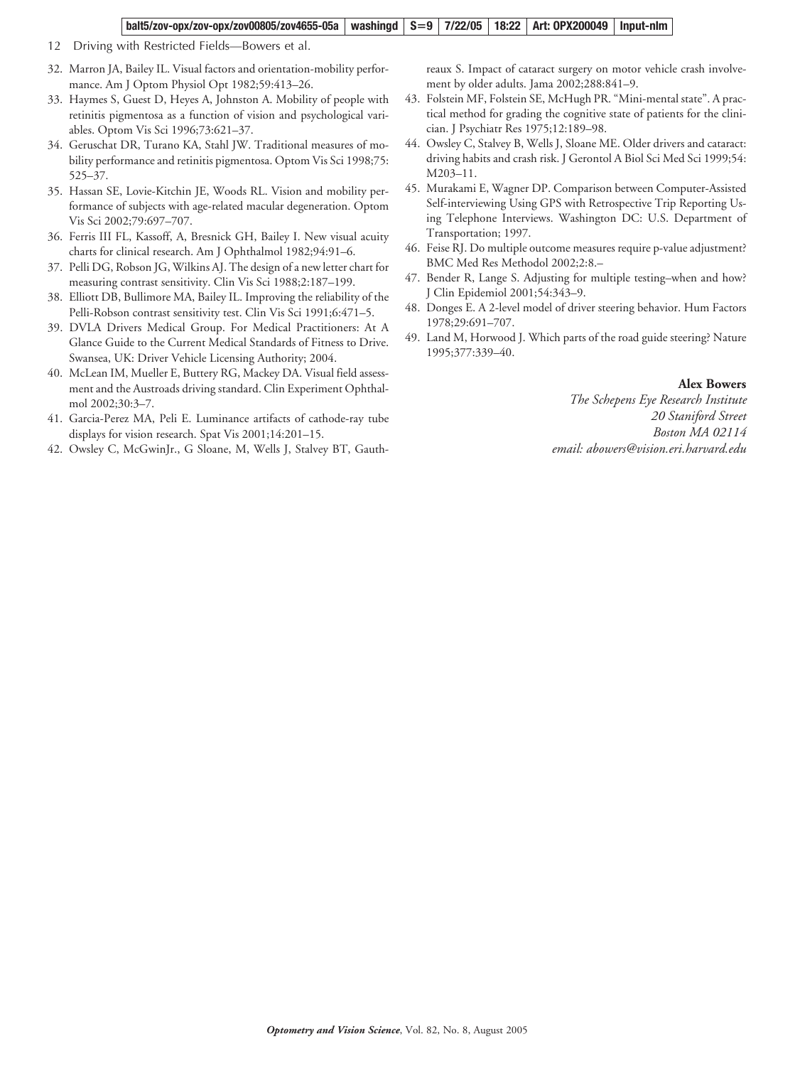32. Marron JA, Bailey IL. Visual factors and orientation-mobility performance. Am J Optom Physiol Opt 1982;59:413–26.
33. Haymes S, Guest D, Heyes A, Johnston A. Mobility of people with retinitis pigmentosa as a function of vision and psychological variables. Optom Vis Sci 1996;73:621–37.
34. Geruschat DR, Turano KA, Stahl JW. Traditional measures of mobility performance and retinitis pigmentosa. Optom Vis Sci 1998;75: 525–37.
35. Hassan SE, Lovie-Kitchin JE, Woods RL. Vision and mobility performance of subjects with age-related macular degeneration. Optom Vis Sci 2002;79:697–707.
36. Ferris III FL, Kassoff, A, Bresnick GH, Bailey I. New visual acuity charts for clinical research. Am J Ophthalmol 1982;94:91–6.
37. Pelli DG, Robson JG, Wilkins AJ. The design of a new letter chart for measuring contrast sensitivity. Clin Vis Sci 1988;2:187–199.
38. Elliott DB, Bullimore MA, Bailey IL. Improving the reliability of the Pelli-Robson contrast sensitivity test. Clin Vis Sci 1991;6:471–5.
39. DVLA Drivers Medical Group. For Medical Practitioners: At A Glance Guide to the Current Medical Standards of Fitness to Drive. Swansea, UK: Driver Vehicle Licensing Authority; 2004.
40. McLean IM, Mueller E, Buttery RG, Mackey DA. Visual field assessment and the Austroads driving standard. Clin Experiment Ophthalmol 2002;30:3–7.
41. Garcia-Perez MA, Peli E. Luminance artifacts of cathode-ray tube displays for vision research. Spat Vis 2001;14:201–15.
42. Owsley C, McGwinJr., G Sloane, M, Wells J, Stalvey BT, Gauthreaux S. Impact of cataract surgery on motor vehicle crash involvement by older adults. Jama 2002;288:841–9.
43. Folstein MF, Folstein SE, McHugh PR. "Mini-mental state". A practical method for grading the cognitive state of patients for the clinician. J Psychiatr Res 1975;12:189–98.
44. Owsley C, Stalvey B, Wells J, Sloane ME. Older drivers and cataract: driving habits and crash risk. J Gerontol A Biol Sci Med Sci 1999;54: M203–11.
45. Murakami E, Wagner DP. Comparison between Computer-Assisted Self-interviewing Using GPS with Retrospective Trip Reporting Using Telephone Interviews. Washington DC: U.S. Department of Transportation; 1997.
46. Feise RJ. Do multiple outcome measures require p-value adjustment? BMC Med Res Methodol 2002;2:8.–
47. Bender R, Lange S. Adjusting for multiple testing–when and how? J Clin Epidemiol 2001;54:343–9.
48. Donges E. A 2-level model of driver steering behavior. Hum Factors 1978;29:691–707.
49. Land M, Horwood J. Which parts of the road guide steering? Nature 1995;377:339–40.

**Alex Bowers**
*The Schepens Eye Research Institute*
*20 Staniford Street*
*Boston MA 02114*
*email: abowers@vision.eri.harvard.edu*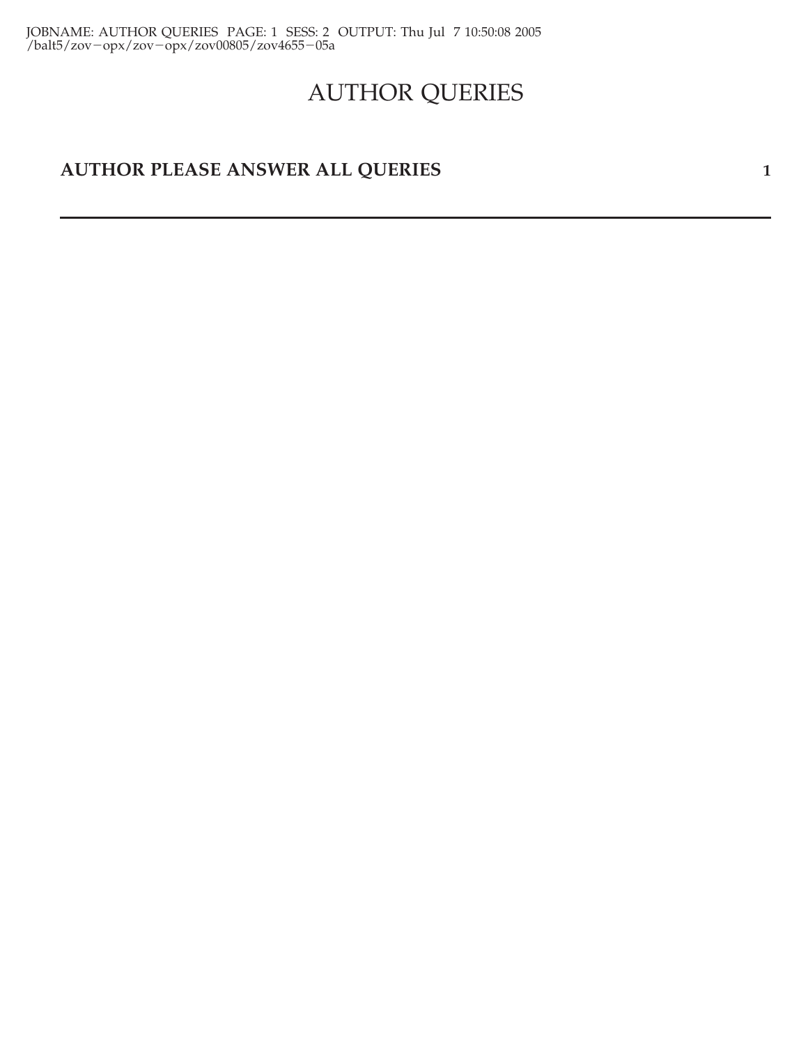# AUTHOR QUERIES

**AUTHOR PLEASE ANSWER ALL QUERIES** **1**